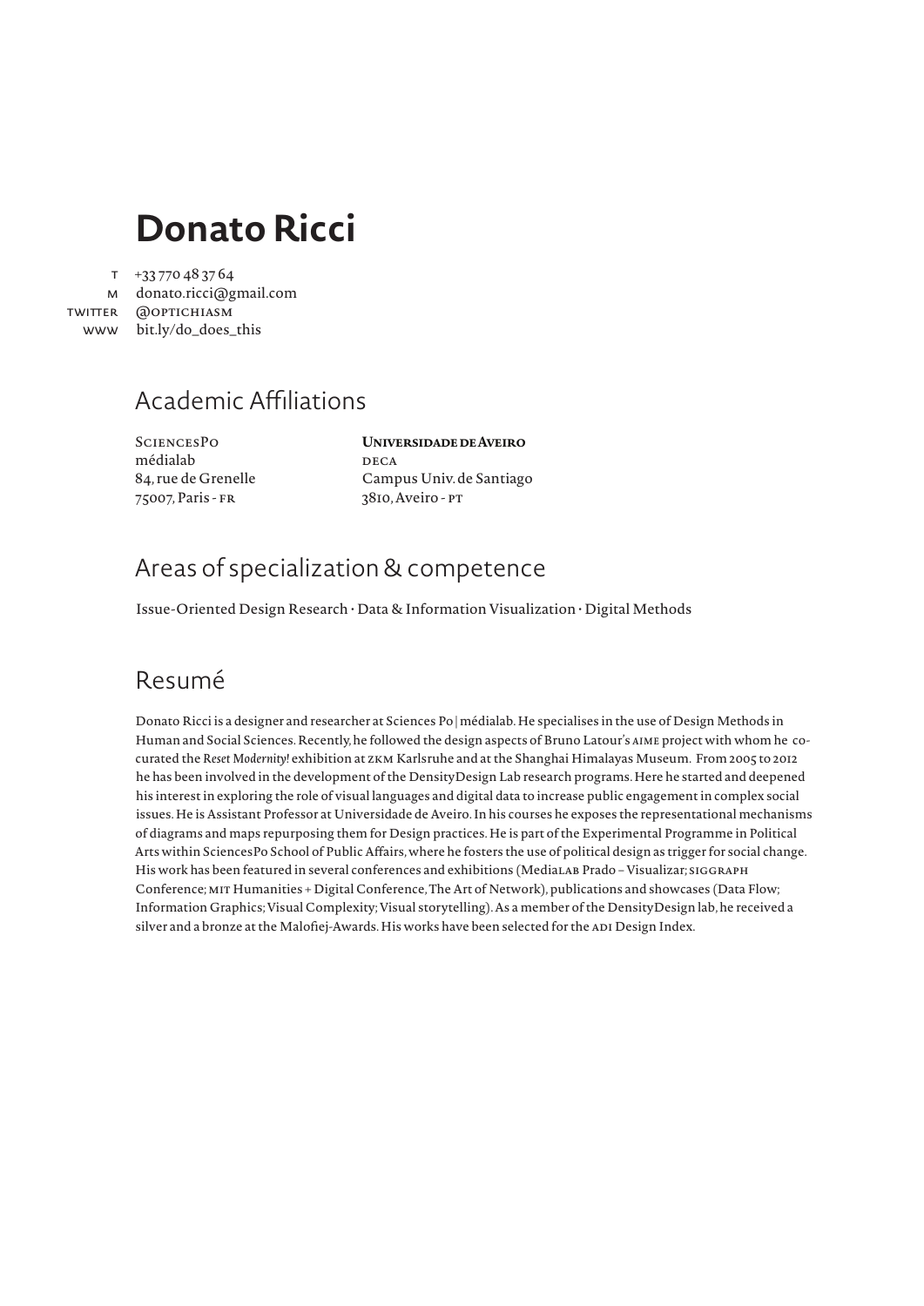# Donato Ricci

T +33 770 48 37 64
M donato.ricci@gmail.com
TWITTER @OPTICHIASM
WWW bit.ly/do_does_this

## Academic Affiliations

SciencesPo
médialab
84, rue de Grenelle
75007, Paris - FR

**Universidade de Aveiro**
DECA
Campus Univ. de Santiago
3810, Aveiro - PT

## Areas of specialization & competence

Issue-Oriented Design Research · Data & Information Visualization · Digital Methods

## Resumé

Donato Ricci is a designer and researcher at Sciences Po | médialab. He specialises in the use of Design Methods in Human and Social Sciences. Recently, he followed the design aspects of Bruno Latour's AIME project with whom he co-curated the *Reset Modernity!* exhibition at ZKM Karlsruhe and at the Shanghai Himalayas Museum. From 2005 to 2012 he has been involved in the development of the DensityDesign Lab research programs. Here he started and deepened his interest in exploring the role of visual languages and digital data to increase public engagement in complex social issues. He is Assistant Professor at Universidade de Aveiro. In his courses he exposes the representational mechanisms of diagrams and maps repurposing them for Design practices. He is part of the Experimental Programme in Political Arts within SciencesPo School of Public Affairs, where he fosters the use of political design as trigger for social change. His work has been featured in several conferences and exhibitions (MediaLab Prado – Visualizar; SIGGRAPH Conference; MIT Humanities + Digital Conference, The Art of Network), publications and showcases (Data Flow; Information Graphics; Visual Complexity; Visual storytelling). As a member of the DensityDesign lab, he received a silver and a bronze at the Malofiej-Awards. His works have been selected for the ADI Design Index.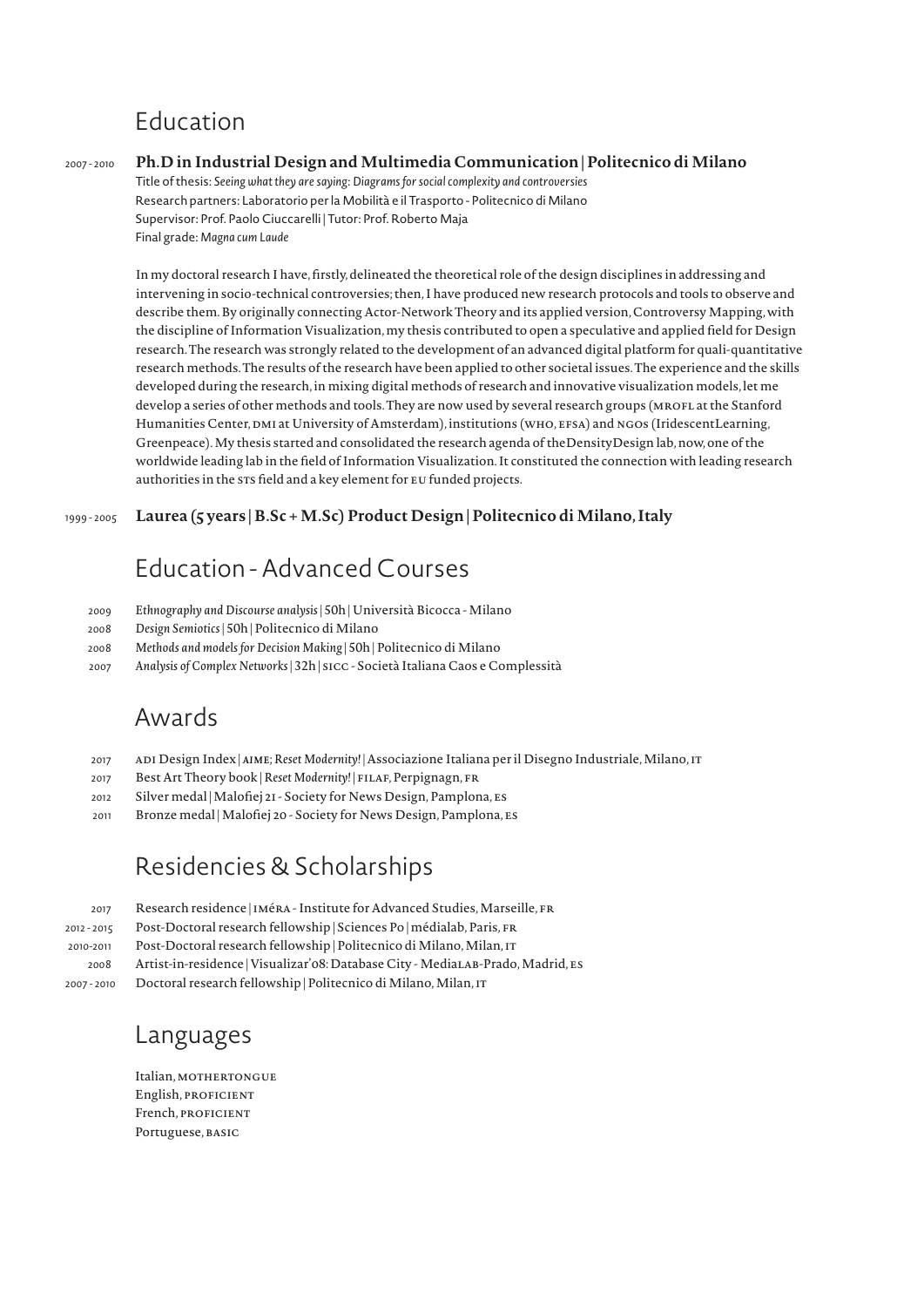## Education

2007 - 2010 **Ph.D in Industrial Design and Multimedia Communication | Politecnico di Milano**
Title of thesis: *Seeing what they are saying: Diagrams for social complexity and controversies*
Research partners: Laboratorio per la Mobilità e il Trasporto - Politecnico di Milano
Supervisor: Prof. Paolo Ciuccarelli | Tutor: Prof. Roberto Maja
Final grade: *Magna cum Laude*

In my doctoral research I have, firstly, delineated the theoretical role of the design disciplines in addressing and intervening in socio-technical controversies; then, I have produced new research protocols and tools to observe and describe them. By originally connecting Actor-Network Theory and its applied version, Controversy Mapping, with the discipline of Information Visualization, my thesis contributed to open a speculative and applied field for Design research. The research was strongly related to the development of an advanced digital platform for quali-quantitative research methods. The results of the research have been applied to other societal issues. The experience and the skills developed during the research, in mixing digital methods of research and innovative visualization models, let me develop a series of other methods and tools. They are now used by several research groups (MROFL at the Stanford Humanities Center, DMI at University of Amsterdam), institutions (WHO, EFSA) and NGOs (IridescentLearning, Greenpeace). My thesis started and consolidated the research agenda of theDensityDesign lab, now, one of the worldwide leading lab in the field of Information Visualization. It constituted the connection with leading research authorities in the STS field and a key element for EU funded projects.

1999 - 2005 **Laurea (5 years | B.Sc + M.Sc) Product Design | Politecnico di Milano, Italy**

## Education - Advanced Courses

- 2009 *Ethnography and Discourse analysis* | 50h | Università Bicocca - Milano
- 2008 *Design Semiotics* | 50h | Politecnico di Milano
- 2008 *Methods and models for Decision Making* | 50h | Politecnico di Milano
- 2007 *Analysis of Complex Networks* | 32h | SICC - Società Italiana Caos e Complessità

## Awards

- 2017 ADI Design Index | AIME; *Reset Modernity!* | Associazione Italiana per il Disegno Industriale, Milano, IT
- 2017 Best Art Theory book | *Reset Modernity!* | FILAF, Perpignagn, FR
- 2012 Silver medal | Malofiej 21 - Society for News Design, Pamplona, ES
- 2011 Bronze medal | Malofiej 20 - Society for News Design, Pamplona, ES

## Residencies & Scholarships

- 2017 Research residence | IMéRA - Institute for Advanced Studies, Marseille, FR
- 2012 - 2015 Post-Doctoral research fellowship | Sciences Po | médialab, Paris, FR
- 2010-2011 Post-Doctoral research fellowship | Politecnico di Milano, Milan, IT
- 2008 Artist-in-residence | Visualizar'08: Database City - MediaLAB-Prado, Madrid, ES
- 2007 - 2010 Doctoral research fellowship | Politecnico di Milano, Milan, IT

## Languages

Italian, MOTHERTONGUE
English, PROFICIENT
French, PROFICIENT
Portuguese, BASIC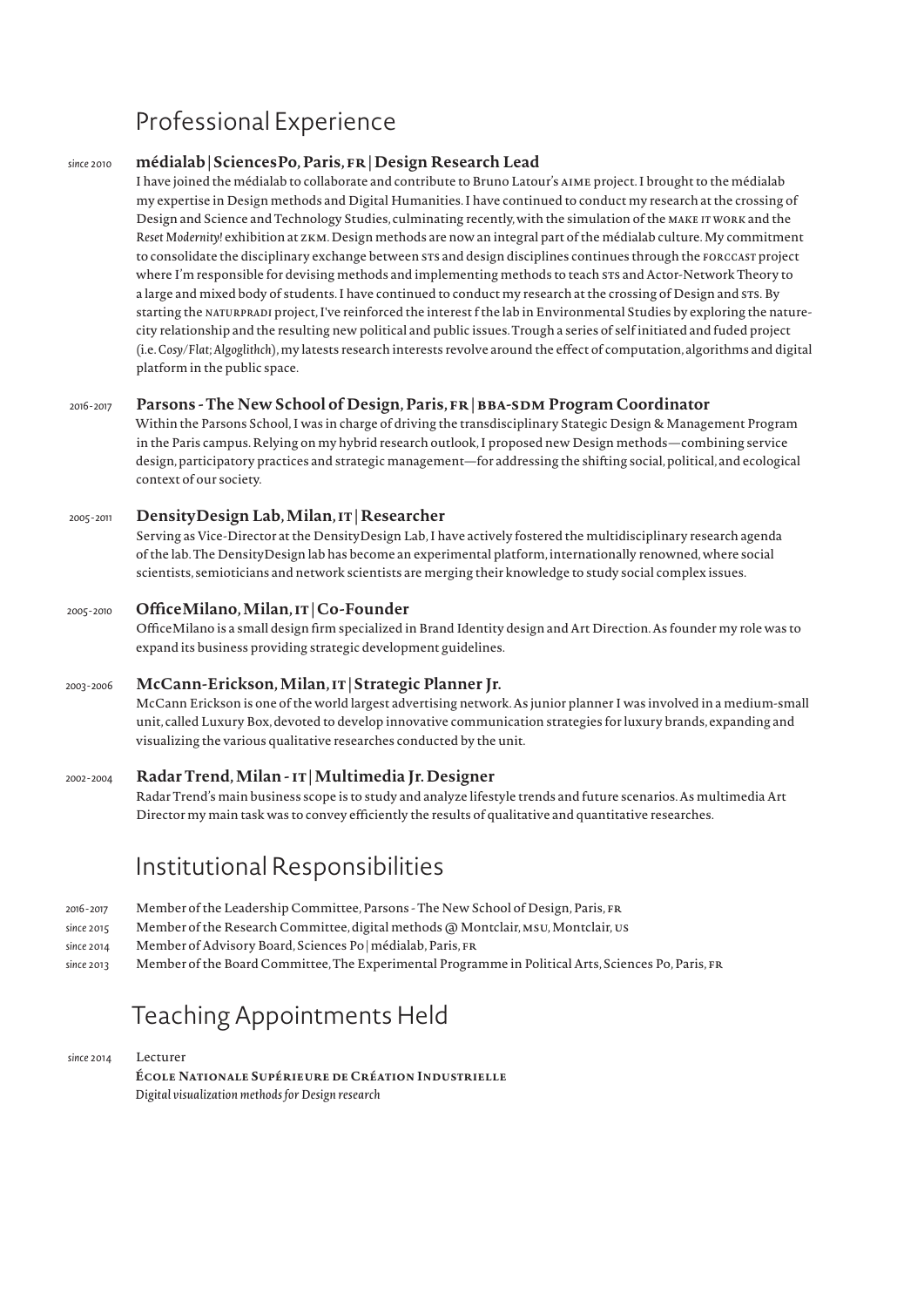## Professional Experience

*since* 2010 **médialab | SciencesPo, Paris, FR | Design Research Lead**

I have joined the médialab to collaborate and contribute to Bruno Latour's AIME project. I brought to the médialab my expertise in Design methods and Digital Humanities. I have continued to conduct my research at the crossing of Design and Science and Technology Studies, culminating recently, with the simulation of the MAKE IT WORK and the *Reset Modernity!* exhibition at ZKM. Design methods are now an integral part of the médialab culture. My commitment to consolidate the disciplinary exchange between STS and design disciplines continues through the FORCCAST project where I'm responsible for devising methods and implementing methods to teach STS and Actor-Network Theory to a large and mixed body of students. I have continued to conduct my research at the crossing of Design and STS. By starting the NATURPRADI project, I've reinforced the interest f the lab in Environmental Studies by exploring the nature-city relationship and the resulting new political and public issues. Trough a series of self initiated and fuded project (i.e. *Cosy/Flat*; *Algoglithch*), my latests research interests revolve around the effect of computation, algorithms and digital platform in the public space.

2016-2017 **Parsons - The New School of Design, Paris, FR | BBA-SDM Program Coordinator**

Within the Parsons School, I was in charge of driving the transdisciplinary Stategic Design & Management Program in the Paris campus. Relying on my hybrid research outlook, I proposed new Design methods—combining service design, participatory practices and strategic management—for addressing the shifting social, political, and ecological context of our society.

2005-2011 **DensityDesign Lab, Milan, IT | Researcher**

Serving as Vice-Director at the DensityDesign Lab, I have actively fostered the multidisciplinary research agenda of the lab. The DensityDesign lab has become an experimental platform, internationally renowned, where social scientists, semioticians and network scientists are merging their knowledge to study social complex issues.

2005-2010 **OfficeMilano, Milan, IT | Co-Founder**

OfficeMilano is a small design firm specialized in Brand Identity design and Art Direction. As founder my role was to expand its business providing strategic development guidelines.

2003-2006 **McCann-Erickson, Milan, IT | Strategic Planner Jr.**

McCann Erickson is one of the world largest advertising network. As junior planner I was involved in a medium-small unit, called Luxury Box, devoted to develop innovative communication strategies for luxury brands, expanding and visualizing the various qualitative researches conducted by the unit.

2002-2004 **Radar Trend, Milan - IT | Multimedia Jr. Designer**

Radar Trend's main business scope is to study and analyze lifestyle trends and future scenarios. As multimedia Art Director my main task was to convey efficiently the results of qualitative and quantitative researches.

## Institutional Responsibilities

- 2016-2017 Member of the Leadership Committee, Parsons - The New School of Design, Paris, FR
- *since* 2015 Member of the Research Committee, digital methods @ Montclair, MSU, Montclair, US
- *since* 2014 Member of Advisory Board, Sciences Po | médialab, Paris, FR
- *since* 2013 Member of the Board Committee, The Experimental Programme in Political Arts, Sciences Po, Paris, FR

## Teaching Appointments Held

*since* 2014 Lecturer

**École Nationale Supérieure de Création Industrielle**

*Digital visualization methods for Design research*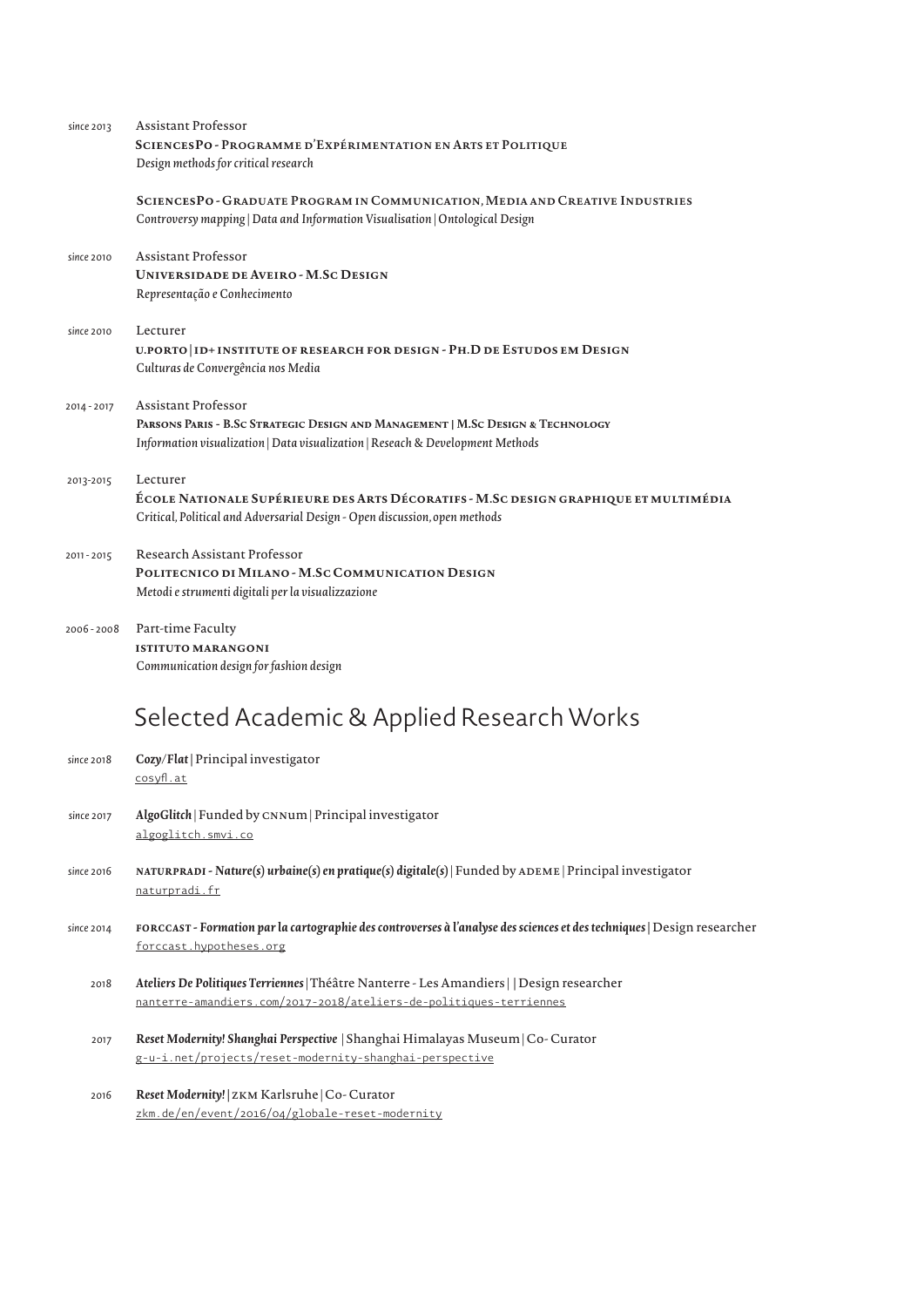since 2013 — Assistant Professor
**SciencesPo - Programme d'Expérimentation en Arts et Politique**
*Design methods for critical research*

**SciencesPo - Graduate Program in Communication, Media and Creative Industries**
*Controversy mapping | Data and Information Visualisation | Ontological Design*

since 2010 — Assistant Professor
**Universidade de Aveiro - M.Sc Design**
*Representação e Conhecimento*

since 2010 — Lecturer
**U.Porto | ID+ Institute of Research for Design - Ph.D de Estudos em Design**
*Culturas de Convergência nos Media*

2014 - 2017 — Assistant Professor
**Parsons Paris - B.Sc Strategic Design and Management | M.Sc Design & Technology**
*Information visualization | Data visualization | Reseach & Development Methods*

2013-2015 — Lecturer
**École Nationale Supérieure des Arts Décoratifs - M.Sc design graphique et multimédia**
*Critical, Political and Adversarial Design - Open discussion, open methods*

2011 - 2015 — Research Assistant Professor
**Politecnico di Milano - M.Sc Communication Design**
*Metodi e strumenti digitali per la visualizzazione*

2006 - 2008 — Part-time Faculty
**Istituto Marangoni**
*Communication design for fashion design*

## Selected Academic & Applied Research Works

since 2018 — ***Cozy/Flat*** | Principal investigator
cosyfl.at

since 2017 — ***AlgoGlitch*** | Funded by CNNum | Principal investigator
algoglitch.smvi.co

since 2016 — **NATURPRADI - *Nature(s) urbaine(s) en pratique(s) digitale(s)*** | Funded by ADEME | Principal investigator
naturpradi.fr

since 2014 — **FORCCAST - *Formation par la cartographie des controverses à l'analyse des sciences et des techniques*** | Design researcher
forccast.hypotheses.org

2018 — ***Ateliers De Politiques Terriennes*** | Théâtre Nanterre - Les Amandiers | | Design researcher
nanterre-amandiers.com/2017-2018/ateliers-de-politiques-terriennes

2017 — ***Reset Modernity! Shanghai Perspective*** | Shanghai Himalayas Museum | Co- Curator
g-u-i.net/projects/reset-modernity-shanghai-perspective

2016 — ***Reset Modernity!*** | ZKM Karlsruhe | Co- Curator
zkm.de/en/event/2016/04/globale-reset-modernity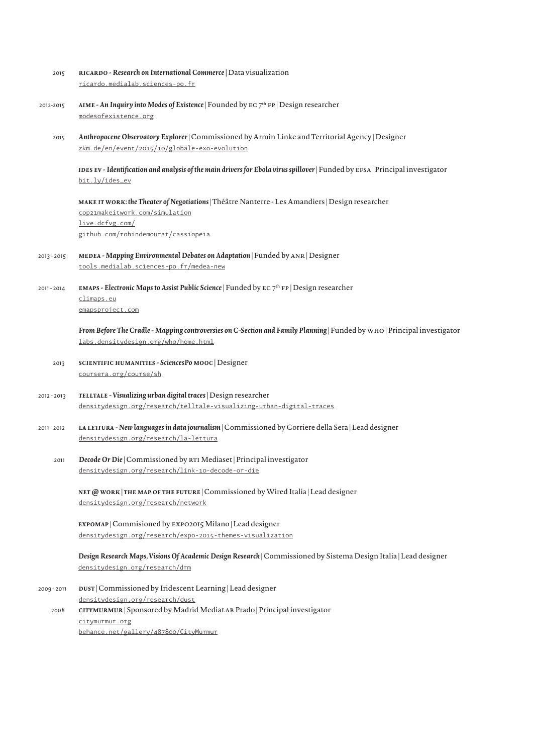2015 **RICARDO** - ***Research on International Commerce*** | Data visualization
ricardo.medialab.sciences-po.fr

2012-2015 **AIME** - ***An Inquiry into Modes of Existence*** | Founded by EC 7th FP | Design researcher
modesofexistence.org

2015 ***Anthropocene Observatory Explorer*** | Commissioned by Armin Linke and Territorial Agency | Designer
zkm.de/en/event/2015/10/globale-exo-evolution

**IDES EV** - ***Identification and analysis of the main drivers for Ebola virus spillover*** | Funded by EFSA | Principal investigator
bit.ly/ides_ev

**MAKE IT WORK**: ***the Theater of Negotiations*** | Théâtre Nanterre - Les Amandiers | Design researcher
cop21makeitwork.com/simulation
live.dcfvg.com/
github.com/robindemourat/cassiopeia

2013 - 2015 **MEDEA** - ***Mapping Environmental Debates on Adaptation*** | Funded by ANR | Designer
tools.medialab.sciences-po.fr/medea-new

2011 - 2014 **EMAPS** - ***Electronic Maps to Assist Public Science*** | Funded by EC 7th FP | Design researcher
climaps.eu
emapsproject.com

***From Before The Cradle - Mapping controversies on C-Section and Family Planning*** | Funded by WHO | Principal investigator
labs.densitydesign.org/who/home.html

2013 **SCIENTIFIC HUMANITIES** - ***SciencesPo MOOC*** | Designer
coursera.org/course/sh

2012 - 2013 **TELLTALE** - ***Visualizing urban digital traces*** | Design researcher
densitydesign.org/research/telltale-visualizing-urban-digital-traces

2011 - 2012 **LA LETTURA** - ***New languages in data journalism*** | Commissioned by Corriere della Sera | Lead designer
densitydesign.org/research/la-lettura

2011 ***Decode Or Die*** | Commissioned by RTI Mediaset | Principal investigator
densitydesign.org/research/link-10-decode-or-die

**NET @ WORK | THE MAP OF THE FUTURE** | Commissioned by Wired Italia | Lead designer
densitydesign.org/research/network

**EXPOMAP** | Commisioned by EXPO2015 Milano | Lead designer
densitydesign.org/research/expo-2015-themes-visualization

***Design Research Maps, Visions Of Academic Design Research*** | Commissioned by Sistema Design Italia | Lead designer
densitydesign.org/research/drm

2009 - 2011 **DUST** | Commissioned by Iridescent Learning | Lead designer
densitydesign.org/research/dust

2008 **CITYMURMUR** | Sponsored by Madrid MediaLAB Prado | Principal investigator
citymurmur.org
behance.net/gallery/487800/CityMurmur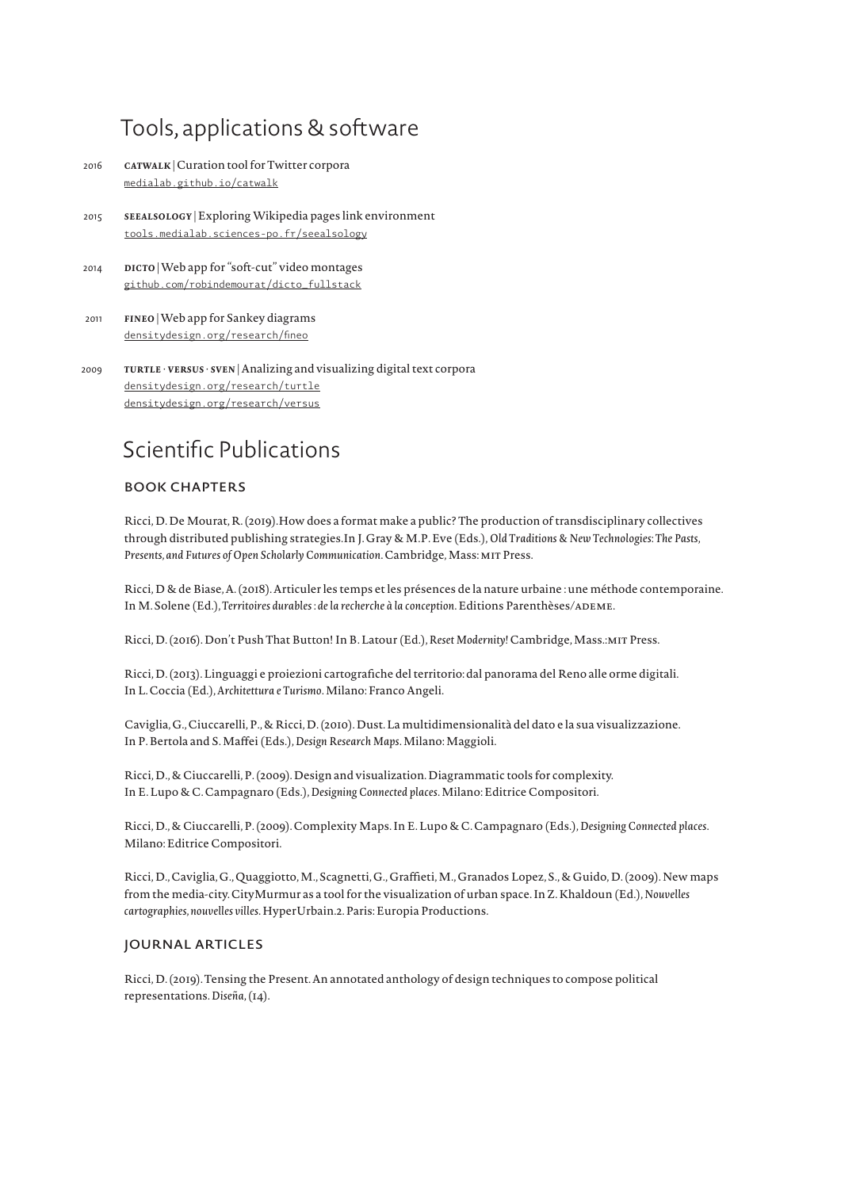# Tools, applications & software

2016 **CATWALK** | Curation tool for Twitter corpora
medialab.github.io/catwalk

2015 **SEEALSOLOGY** | Exploring Wikipedia pages link environment
tools.medialab.sciences-po.fr/seealsology

2014 **DICTO** | Web app for "soft-cut" video montages
github.com/robindemourat/dicto_fullstack

2011 **FINEO** | Web app for Sankey diagrams
densitydesign.org/research/fineo

2009 **TURTLE · VERSUS · SVEN** | Analizing and visualizing digital text corpora
densitydesign.org/research/turtle
densitydesign.org/research/versus

# Scientific Publications

## BOOK CHAPTERS

Ricci, D. De Mourat, R. (2019). How does a format make a public? The production of transdisciplinary collectives through distributed publishing strategies. In J. Gray & M.P. Eve (Eds.), *Old Traditions & New Technologies: The Pasts, Presents, and Futures of Open Scholarly Communication*. Cambridge, Mass: MIT Press.

Ricci, D & de Biase, A. (2018). Articuler les temps et les présences de la nature urbaine : une méthode contemporaine. In M. Solene (Ed.), *Territoires durables : de la recherche à la conception*. Editions Parenthèses/ADEME.

Ricci, D. (2016). Don't Push That Button! In B. Latour (Ed.), *Reset Modernity!* Cambridge, Mass.: MIT Press.

Ricci, D. (2013). Linguaggi e proiezioni cartografiche del territorio: dal panorama del Reno alle orme digitali. In L. Coccia (Ed.), *Architettura e Turismo*. Milano: Franco Angeli.

Caviglia, G., Ciuccarelli, P., & Ricci, D. (2010). Dust. La multidimensionalità del dato e la sua visualizzazione. In P. Bertola and S. Maffei (Eds.), *Design Research Maps*. Milano: Maggioli.

Ricci, D., & Ciuccarelli, P. (2009). Design and visualization. Diagrammatic tools for complexity. In E. Lupo & C. Campagnaro (Eds.), *Designing Connected places*. Milano: Editrice Compositori.

Ricci, D., & Ciuccarelli, P. (2009). Complexity Maps. In E. Lupo & C. Campagnaro (Eds.), *Designing Connected places*. Milano: Editrice Compositori.

Ricci, D., Caviglia, G., Quaggiotto, M., Scagnetti, G., Graffieti, M., Granados Lopez, S., & Guido, D. (2009). New maps from the media-city. CityMurmur as a tool for the visualization of urban space. In Z. Khaldoun (Ed.), *Nouvelles cartographies, nouvelles villes*. HyperUrbain.2. Paris: Europia Productions.

## JOURNAL ARTICLES

Ricci, D. (2019). Tensing the Present. An annotated anthology of design techniques to compose political representations. *Diseña*, (14).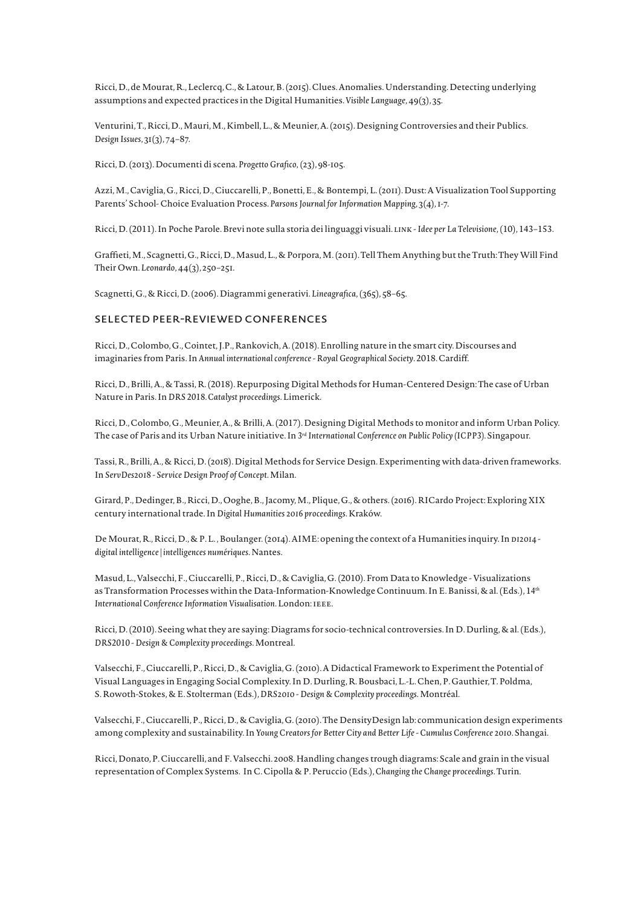Ricci, D., de Mourat, R., Leclercq, C., & Latour, B. (2015). Clues. Anomalies. Understanding. Detecting underlying assumptions and expected practices in the Digital Humanities. *Visible Language*, 49(3), 35.

Venturini, T., Ricci, D., Mauri, M., Kimbell, L., & Meunier, A. (2015). Designing Controversies and their Publics. *Design Issues*, 31(3), 74–87.

Ricci, D. (2013). Documenti di scena. *Progetto Grafico*, (23), 98-105.

Azzi, M., Caviglia, G., Ricci, D., Ciuccarelli, P., Bonetti, E., & Bontempi, L. (2011). Dust: A Visualization Tool Supporting Parents' School- Choice Evaluation Process. *Parsons Journal for Information Mapping*, 3(4), 1-7.

Ricci, D. (2011). In Poche Parole. Brevi note sulla storia dei linguaggi visuali. *LINK - Idee per La Televisione*, (10), 143–153.

Graffieti, M., Scagnetti, G., Ricci, D., Masud, L., & Porpora, M. (2011). Tell Them Anything but the Truth: They Will Find Their Own. *Leonardo*, 44(3), 250–251.

Scagnetti, G., & Ricci, D. (2006). Diagrammi generativi. *Lineagrafica*, (365), 58–65.

## SELECTED PEER-REVIEWED CONFERENCES

Ricci, D., Colombo, G., Cointet, J.P., Rankovich, A. (2018). Enrolling nature in the smart city. Discourses and imaginaries from Paris. In *Annual international conference - Royal Geographical Society*. 2018. Cardiff.

Ricci, D., Brilli, A., & Tassi, R. (2018). Repurposing Digital Methods for Human-Centered Design: The case of Urban Nature in Paris. In *DRS 2018. Catalyst proceedings*. Limerick.

Ricci, D., Colombo, G., Meunier, A., & Brilli, A. (2017). Designing Digital Methods to monitor and inform Urban Policy. The case of Paris and its Urban Nature initiative. In *3rd International Conference on Public Policy (ICPP3)*. Singapour.

Tassi, R., Brilli, A., & Ricci, D. (2018). Digital Methods for Service Design. Experimenting with data-driven frameworks. In *ServDes2018 - Service Design Proof of Concept*. Milan.

Girard, P., Dedinger, B., Ricci, D., Ooghe, B., Jacomy, M., Plique, G., & others. (2016). RICardo Project: Exploring XIX century international trade. In *Digital Humanities 2016 proceedings*. Kraków.

De Mourat, R., Ricci, D., & P. L. , Boulanger. (2014). AIME: opening the context of a Humanities inquiry. In *DI2014 - digital intelligence | intelligences numériques*. Nantes.

Masud, L., Valsecchi, F., Ciuccarelli, P., Ricci, D., & Caviglia, G. (2010). From Data to Knowledge - Visualizations as Transformation Processes within the Data-Information-Knowledge Continuum. In E. Banissi, & al. (Eds.), *14th International Conference Information Visualisation*. London: IEEE.

Ricci, D. (2010). Seeing what they are saying: Diagrams for socio-technical controversies. In D. Durling, & al. (Eds.), *DRS2010 - Design & Complexity proceedings*. Montreal.

Valsecchi, F., Ciuccarelli, P., Ricci, D., & Caviglia, G. (2010). A Didactical Framework to Experiment the Potential of Visual Languages in Engaging Social Complexity. In D. Durling, R. Bousbaci, L.-L. Chen, P. Gauthier, T. Poldma, S. Rowoth-Stokes, & E. Stolterman (Eds.), *DRS2010 - Design & Complexity proceedings*. Montréal.

Valsecchi, F., Ciuccarelli, P., Ricci, D., & Caviglia, G. (2010). The DensityDesign lab: communication design experiments among complexity and sustainability. In *Young Creators for Better City and Better Life - Cumulus Conference 2010*. Shangai.

Ricci, Donato, P. Ciuccarelli, and F. Valsecchi. 2008. Handling changes trough diagrams: Scale and grain in the visual representation of Complex Systems. In C. Cipolla & P. Peruccio (Eds.), *Changing the Change proceedings*. Turin.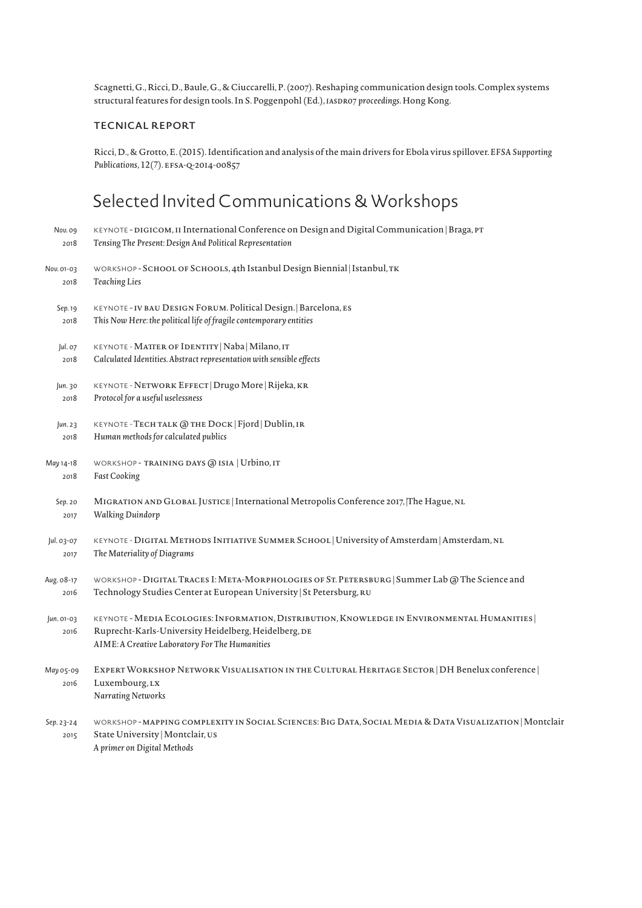Scagnetti, G., Ricci, D., Baule, G., & Ciuccarelli, P. (2007). Reshaping communication design tools. Complex systems structural features for design tools. In S. Poggenpohl (Ed.), IASDR07 *proceedings*. Hong Kong.

### TECNICAL REPORT

Ricci, D., & Grotto, E. (2015). Identification and analysis of the main drivers for Ebola virus spillover. *EFSA Supporting Publications*, 12(7). EFSA-Q-2014-00857

## Selected Invited Communications & Workshops

*Nov. 09* 2018
KEYNOTE - DIGICOM, II International Conference on Design and Digital Communication | Braga, PT
*Tensing The Present: Design And Political Representation*

*Nov. 01-03* 2018
WORKSHOP - School of Schools, 4th Istanbul Design Biennial | Istanbul, TK
*Teaching Lies*

*Sep. 19* 2018
KEYNOTE - IV BAU Design Forum. Political Design. | Barcelona, ES
*This Now Here: the political life of fragile contemporary entities*

*Jul. 07* 2018
KEYNOTE - Matter of Identity | Naba | Milano, IT
*Calculated Identities. Abstract representation with sensible effects*

*Jun. 30* 2018
KEYNOTE - Network Effect | Drugo More | Rijeka, KR
*Protocol for a useful uselessness*

*Jun. 23* 2018
KEYNOTE - Tech talk @ the Dock | Fjord | Dublin, IR
*Human methods for calculated publics*

*May 14-18* 2018
WORKSHOP - TRAINING DAYS @ ISIA | Urbino, IT
*Fast Cooking*

*Sep. 20* 2017
Migration and Global Justice | International Metropolis Conference 2017, |The Hague, NL
*Walking Duindorp*

*Jul. 03-07* 2017
KEYNOTE - Digital Methods Initiative Summer School | University of Amsterdam | Amsterdam, NL
*The Materiality of Diagrams*

*Aug. 08-17* 2016
WORKSHOP - Digital Traces I: Meta-Morphologies of St. Petersburg | Summer Lab @ The Science and Technology Studies Center at European University | St Petersburg, RU

*Jun. 01-03* 2016
KEYNOTE - Media Ecologies: Information, Distribution, Knowledge in Environmental Humanities | Ruprecht-Karls-University Heidelberg, Heidelberg, DE
*AIME: A Creative Laboratory For The Humanities*

*May 05-09* 2016
Expert Workshop Network Visualisation in the Cultural Heritage Sector | DH Benelux conference | Luxembourg, LX
*Narrating Networks*

*Sep. 23-24* 2015
WORKSHOP - MAPPING COMPLEXITY IN Social Sciences: Big Data, Social Media & Data Visualization | Montclair State University | Montclair, US
*A primer on Digital Methods*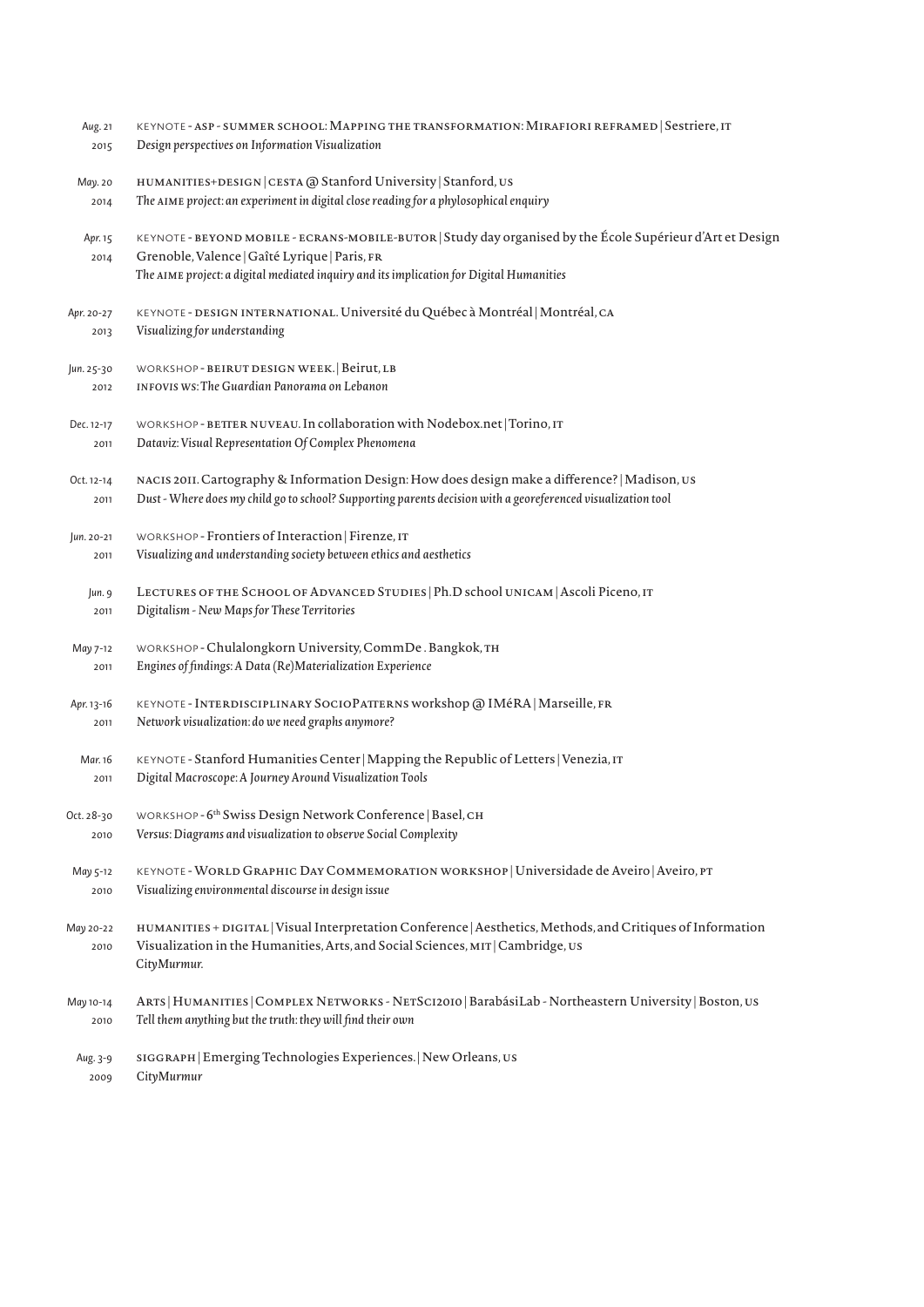Aug. 21 2015 — KEYNOTE - ASP - SUMMER SCHOOL: MAPPING THE TRANSFORMATION: MIRAFIORI REFRAMED | Sestriere, IT
*Design perspectives on Information Visualization*

May. 20 2014 — HUMANITIES+DESIGN | CESTA @ Stanford University | Stanford, US
*The AIME project: an experiment in digital close reading for a phylosophical enquiry*

Apr. 15 2014 — KEYNOTE - BEYOND MOBILE - ECRANS-MOBILE-BUTOR | Study day organised by the École Supérieur d'Art et Design Grenoble, Valence | Gaîté Lyrique | Paris, FR
*The AIME project: a digital mediated inquiry and its implication for Digital Humanities*

Apr. 20-27 2013 — KEYNOTE - DESIGN INTERNATIONAL. Université du Québec à Montréal | Montréal, CA
*Visualizing for understanding*

Jun. 25-30 2012 — WORKSHOP - BEIRUT DESIGN WEEK. | Beirut, LB
*INFOVIS WS: The Guardian Panorama on Lebanon*

Dec. 12-17 2011 — WORKSHOP - BETTER NUVEAU. In collaboration with Nodebox.net | Torino, IT
*Dataviz: Visual Representation Of Complex Phenomena*

Oct. 12-14 2011 — NACIS 2011. Cartography & Information Design: How does design make a difference? | Madison, US
*Dust - Where does my child go to school? Supporting parents decision with a georeferenced visualization tool*

Jun. 20-21 2011 — WORKSHOP - Frontiers of Interaction | Firenze, IT
*Visualizing and understanding society between ethics and aesthetics*

Jun. 9 2011 — LECTURES OF THE SCHOOL OF ADVANCED STUDIES | Ph.D school UNICAM | Ascoli Piceno, IT
*Digitalism - New Maps for These Territories*

May 7-12 2011 — WORKSHOP - Chulalongkorn University, CommDe . Bangkok, TH
*Engines of findings: A Data (Re)Materialization Experience*

Apr. 13-16 2011 — KEYNOTE - INTERDISCIPLINARY SOCIOPATTERNS workshop @ IMéRA | Marseille, FR
*Network visualization: do we need graphs anymore?*

Mar. 16 2011 — KEYNOTE - Stanford Humanities Center | Mapping the Republic of Letters | Venezia, IT
*Digital Macroscope: A Journey Around Visualization Tools*

Oct. 28-30 2010 — WORKSHOP - 6th Swiss Design Network Conference | Basel, CH
*Versus: Diagrams and visualization to observe Social Complexity*

May 5-12 2010 — KEYNOTE - WORLD GRAPHIC DAY COMMEMORATION WORKSHOP | Universidade de Aveiro | Aveiro, PT
*Visualizing environmental discourse in design issue*

May 20-22 2010 — HUMANITIES + DIGITAL | Visual Interpretation Conference | Aesthetics, Methods, and Critiques of Information Visualization in the Humanities, Arts, and Social Sciences, MIT | Cambridge, US
*CityMurmur.*

May 10-14 2010 — ARTS | HUMANITIES | COMPLEX NETWORKS - NETSCI2010 | BarabásiLab - Northeastern University | Boston, US
*Tell them anything but the truth: they will find their own*

Aug. 3-9 2009 — SIGGRAPH | Emerging Technologies Experiences. | New Orleans, US
*CityMurmur*